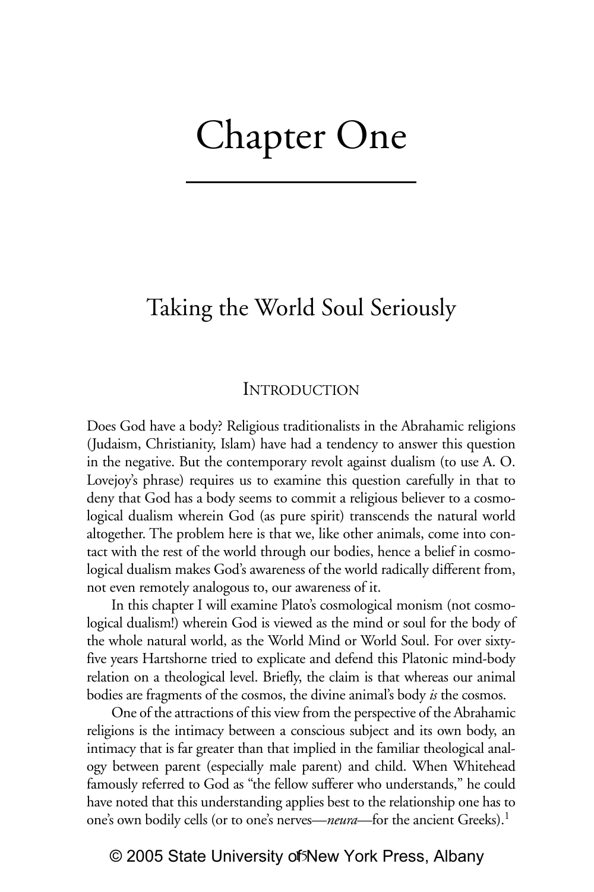# Chapter One

## Taking the World Soul Seriously

### Introduction

Does God have a body? Religious traditionalists in the Abrahamic religions (Judaism, Christianity, Islam) have had a tendency to answer this question in the negative. But the contemporary revolt against dualism (to use A. O. Lovejoy's phrase) requires us to examine this question carefully in that to deny that God has a body seems to commit a religious believer to a cosmological dualism wherein God (as pure spirit) transcends the natural world altogether. The problem here is that we, like other animals, come into contact with the rest of the world through our bodies, hence a belief in cosmological dualism makes God's awareness of the world radically different from, not even remotely analogous to, our awareness of it.

In this chapter I will examine Plato's cosmological monism (not cosmological dualism!) wherein God is viewed as the mind or soul for the body of the whole natural world, as the World Mind or World Soul. For over sixty-five years Hartshorne tried to explicate and defend this Platonic mind-body relation on a theological level. Briefly, the claim is that whereas our animal bodies are fragments of the cosmos, the divine animal's body *is* the cosmos.

One of the attractions of this view from the perspective of the Abrahamic religions is the intimacy between a conscious subject and its own body, an intimacy that is far greater than that implied in the familiar theological analogy between parent (especially male parent) and child. When Whitehead famously referred to God as "the fellow sufferer who understands," he could have noted that this understanding applies best to the relationship one has to one's own bodily cells (or to one's nerves—*neura*—for the ancient Greeks).[1]

© 2005 State University of New York Press, Albany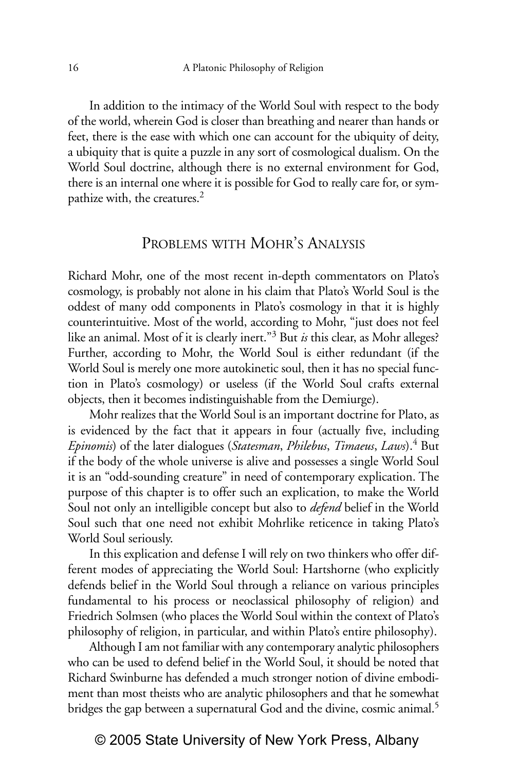In addition to the intimacy of the World Soul with respect to the body of the world, wherein God is closer than breathing and nearer than hands or feet, there is the ease with which one can account for the ubiquity of deity, a ubiquity that is quite a puzzle in any sort of cosmological dualism. On the World Soul doctrine, although there is no external environment for God, there is an internal one where it is possible for God to really care for, or sympathize with, the creatures.[2]

## PROBLEMS WITH MOHR'S ANALYSIS

Richard Mohr, one of the most recent in-depth commentators on Plato's cosmology, is probably not alone in his claim that Plato's World Soul is the oddest of many odd components in Plato's cosmology in that it is highly counterintuitive. Most of the world, according to Mohr, "just does not feel like an animal. Most of it is clearly inert."[3] But *is* this clear, as Mohr alleges? Further, according to Mohr, the World Soul is either redundant (if the World Soul is merely one more autokinetic soul, then it has no special function in Plato's cosmology) or useless (if the World Soul crafts external objects, then it becomes indistinguishable from the Demiurge).

Mohr realizes that the World Soul is an important doctrine for Plato, as is evidenced by the fact that it appears in four (actually five, including *Epinomis*) of the later dialogues (*Statesman*, *Philebus*, *Timaeus*, *Laws*).[4] But if the body of the whole universe is alive and possesses a single World Soul it is an "odd-sounding creature" in need of contemporary explication. The purpose of this chapter is to offer such an explication, to make the World Soul not only an intelligible concept but also to *defend* belief in the World Soul such that one need not exhibit Mohrlike reticence in taking Plato's World Soul seriously.

In this explication and defense I will rely on two thinkers who offer different modes of appreciating the World Soul: Hartshorne (who explicitly defends belief in the World Soul through a reliance on various principles fundamental to his process or neoclassical philosophy of religion) and Friedrich Solmsen (who places the World Soul within the context of Plato's philosophy of religion, in particular, and within Plato's entire philosophy).

Although I am not familiar with any contemporary analytic philosophers who can be used to defend belief in the World Soul, it should be noted that Richard Swinburne has defended a much stronger notion of divine embodiment than most theists who are analytic philosophers and that he somewhat bridges the gap between a supernatural God and the divine, cosmic animal.[5]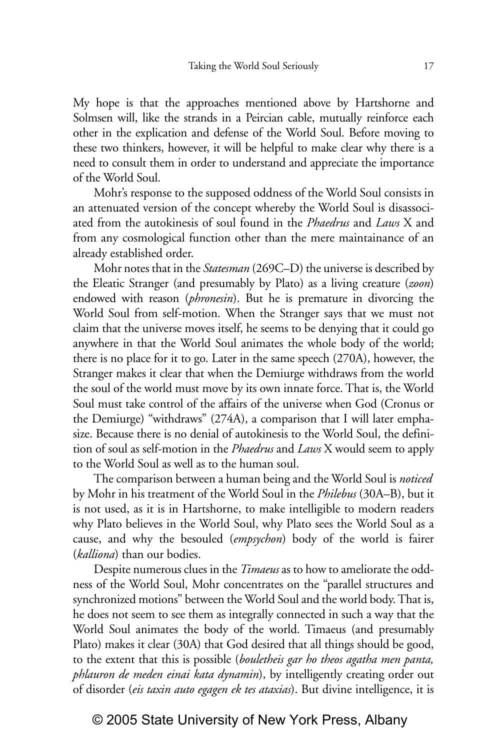My hope is that the approaches mentioned above by Hartshorne and Solmsen will, like the strands in a Peircian cable, mutually reinforce each other in the explication and defense of the World Soul. Before moving to these two thinkers, however, it will be helpful to make clear why there is a need to consult them in order to understand and appreciate the importance of the World Soul.

Mohr's response to the supposed oddness of the World Soul consists in an attenuated version of the concept whereby the World Soul is disassociated from the autokinesis of soul found in the *Phaedrus* and *Laws* X and from any cosmological function other than the mere maintainance of an already established order.

Mohr notes that in the *Statesman* (269C–D) the universe is described by the Eleatic Stranger (and presumably by Plato) as a living creature (*zoon*) endowed with reason (*phronesin*). But he is premature in divorcing the World Soul from self-motion. When the Stranger says that we must not claim that the universe moves itself, he seems to be denying that it could go anywhere in that the World Soul animates the whole body of the world; there is no place for it to go. Later in the same speech (270A), however, the Stranger makes it clear that when the Demiurge withdraws from the world the soul of the world must move by its own innate force. That is, the World Soul must take control of the affairs of the universe when God (Cronus or the Demiurge) "withdraws" (274A), a comparison that I will later emphasize. Because there is no denial of autokinesis to the World Soul, the definition of soul as self-motion in the *Phaedrus* and *Laws* X would seem to apply to the World Soul as well as to the human soul.

The comparison between a human being and the World Soul is *noticed* by Mohr in his treatment of the World Soul in the *Philebus* (30A–B), but it is not used, as it is in Hartshorne, to make intelligible to modern readers why Plato believes in the World Soul, why Plato sees the World Soul as a cause, and why the besouled (*empsychon*) body of the world is fairer (*kalliona*) than our bodies.

Despite numerous clues in the *Timaeus* as to how to ameliorate the oddness of the World Soul, Mohr concentrates on the "parallel structures and synchronized motions" between the World Soul and the world body. That is, he does not seem to see them as integrally connected in such a way that the World Soul animates the body of the world. Timaeus (and presumably Plato) makes it clear (30A) that God desired that all things should be good, to the extent that this is possible (*bouletheis gar ho theos agatha men panta, phlauron de meden einai kata dynamin*), by intelligently creating order out of disorder (*eis taxin auto egagen ek tes ataxias*). But divine intelligence, it is

© 2005 State University of New York Press, Albany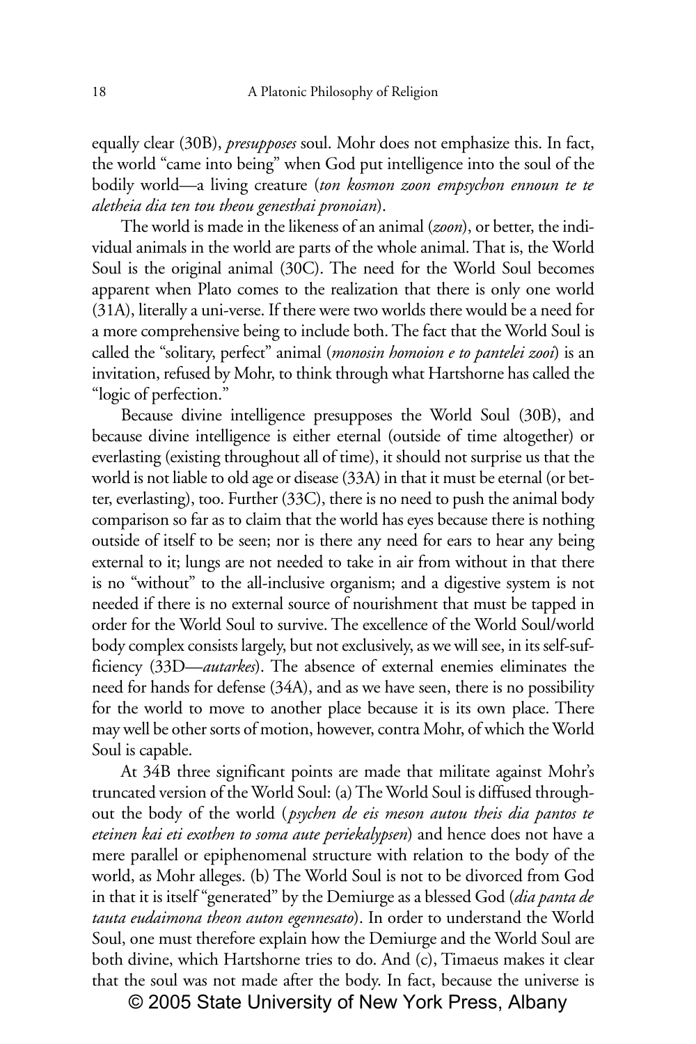equally clear (30B), *presupposes* soul. Mohr does not emphasize this. In fact, the world "came into being" when God put intelligence into the soul of the bodily world—a living creature (*ton kosmon zoon empsychon ennoun te te aletheia dia ten tou theou genesthai pronoian*).

The world is made in the likeness of an animal (*zoon*), or better, the individual animals in the world are parts of the whole animal. That is, the World Soul is the original animal (30C). The need for the World Soul becomes apparent when Plato comes to the realization that there is only one world (31A), literally a uni-verse. If there were two worlds there would be a need for a more comprehensive being to include both. The fact that the World Soul is called the "solitary, perfect" animal (*monosin homoion e to pantelei zooi*) is an invitation, refused by Mohr, to think through what Hartshorne has called the "logic of perfection."

Because divine intelligence presupposes the World Soul (30B), and because divine intelligence is either eternal (outside of time altogether) or everlasting (existing throughout all of time), it should not surprise us that the world is not liable to old age or disease (33A) in that it must be eternal (or better, everlasting), too. Further (33C), there is no need to push the animal body comparison so far as to claim that the world has eyes because there is nothing outside of itself to be seen; nor is there any need for ears to hear any being external to it; lungs are not needed to take in air from without in that there is no "without" to the all-inclusive organism; and a digestive system is not needed if there is no external source of nourishment that must be tapped in order for the World Soul to survive. The excellence of the World Soul/world body complex consists largely, but not exclusively, as we will see, in its self-sufficiency (33D—*autarkes*). The absence of external enemies eliminates the need for hands for defense (34A), and as we have seen, there is no possibility for the world to move to another place because it is its own place. There may well be other sorts of motion, however, contra Mohr, of which the World Soul is capable.

At 34B three significant points are made that militate against Mohr's truncated version of the World Soul: (a) The World Soul is diffused throughout the body of the world (*psychen de eis meson autou theis dia pantos te eteinen kai eti exothen to soma aute periekalypsen*) and hence does not have a mere parallel or epiphenomenal structure with relation to the body of the world, as Mohr alleges. (b) The World Soul is not to be divorced from God in that it is itself "generated" by the Demiurge as a blessed God (*dia panta de tauta eudaimona theon auton egennesato*). In order to understand the World Soul, one must therefore explain how the Demiurge and the World Soul are both divine, which Hartshorne tries to do. And (c), Timaeus makes it clear that the soul was not made after the body. In fact, because the universe is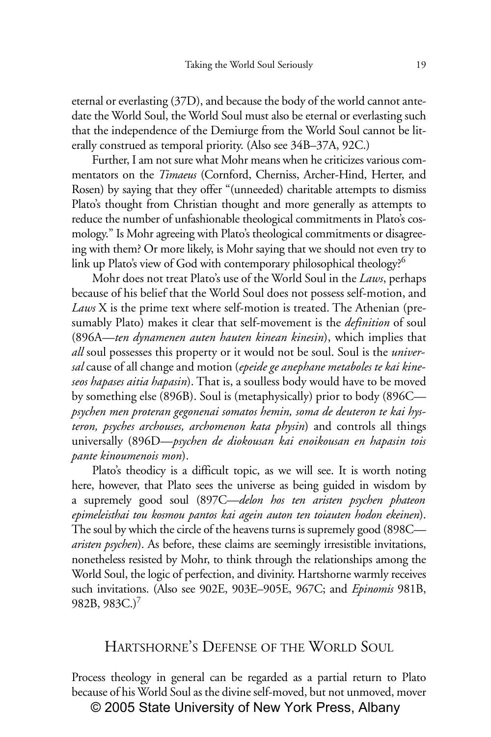eternal or everlasting (37D), and because the body of the world cannot antedate the World Soul, the World Soul must also be eternal or everlasting such that the independence of the Demiurge from the World Soul cannot be literally construed as temporal priority. (Also see 34B–37A, 92C.)

Further, I am not sure what Mohr means when he criticizes various commentators on the *Timaeus* (Cornford, Cherniss, Archer-Hind, Herter, and Rosen) by saying that they offer "(unneeded) charitable attempts to dismiss Plato's thought from Christian thought and more generally as attempts to reduce the number of unfashionable theological commitments in Plato's cosmology." Is Mohr agreeing with Plato's theological commitments or disagreeing with them? Or more likely, is Mohr saying that we should not even try to link up Plato's view of God with contemporary philosophical theology?[6]

Mohr does not treat Plato's use of the World Soul in the *Laws*, perhaps because of his belief that the World Soul does not possess self-motion, and *Laws* X is the prime text where self-motion is treated. The Athenian (presumably Plato) makes it clear that self-movement is the *definition* of soul (896A—*ten dynamenen auten hauten kinean kinesin*), which implies that *all* soul possesses this property or it would not be soul. Soul is the *universal* cause of all change and motion (*epeide ge anephane metaboles te kai kineseos hapases aitia hapasin*). That is, a soulless body would have to be moved by something else (896B). Soul is (metaphysically) prior to body (896C—*psychen men proteran gegonenai somatos hemin, soma de deuteron te kai hysteron, psyches archouses, archomenon kata physin*) and controls all things universally (896D—*psychen de diokousan kai enoikousan en hapasin tois pante kinoumenois mon*).

Plato's theodicy is a difficult topic, as we will see. It is worth noting here, however, that Plato sees the universe as being guided in wisdom by a supremely good soul (897C—*delon hos ten aristen psychen phateon epimeleisthai tou kosmou pantos kai agein auton ten toiauten hodon ekeinen*). The soul by which the circle of the heavens turns is supremely good (898C—*aristen psychen*). As before, these claims are seemingly irresistible invitations, nonetheless resisted by Mohr, to think through the relationships among the World Soul, the logic of perfection, and divinity. Hartshorne warmly receives such invitations. (Also see 902E, 903E–905E, 967C; and *Epinomis* 981B, 982B, 983C.)[7]

## Hartshorne's Defense of the World Soul

Process theology in general can be regarded as a partial return to Plato because of his World Soul as the divine self-moved, but not unmoved, mover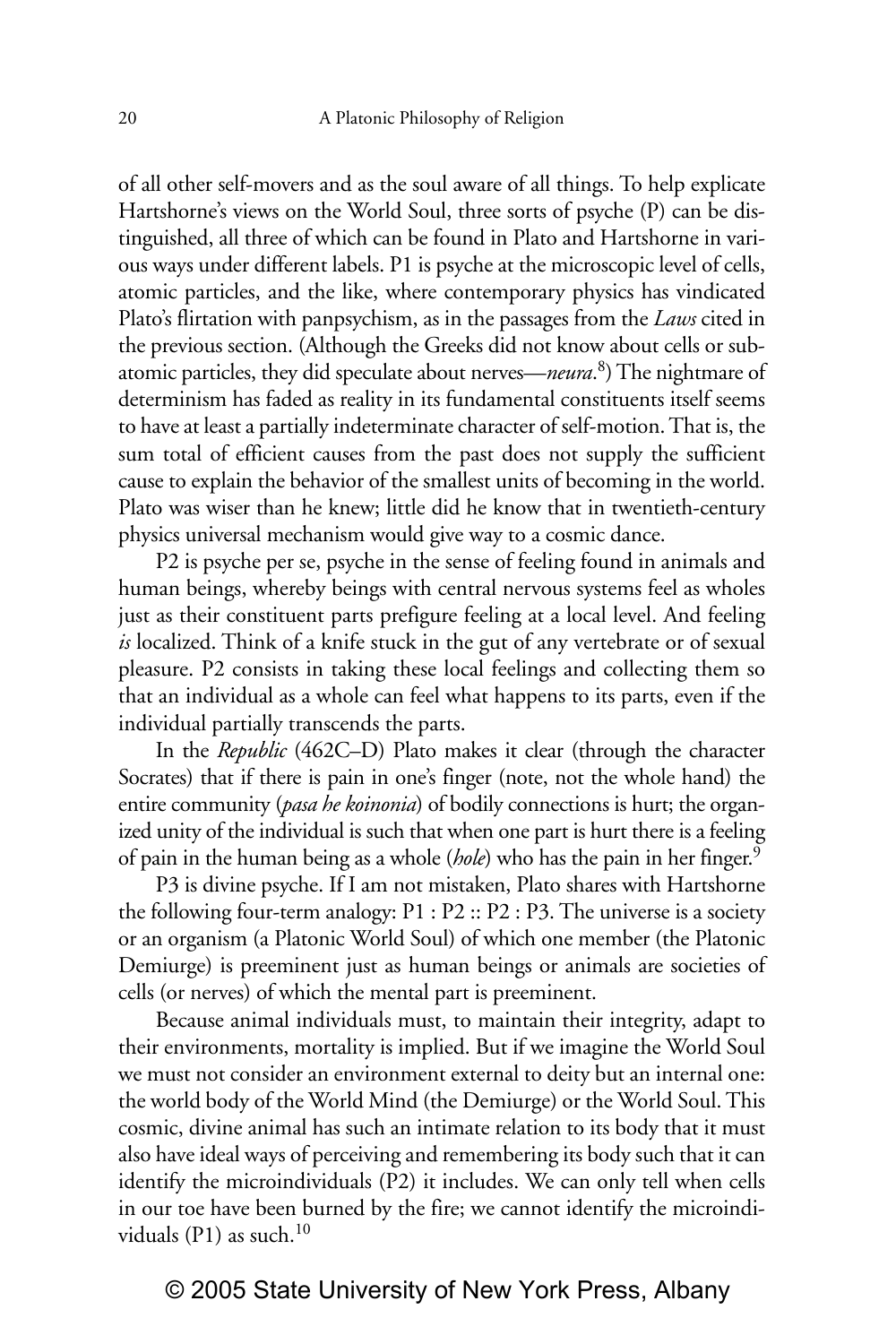of all other self-movers and as the soul aware of all things. To help explicate Hartshorne's views on the World Soul, three sorts of psyche (P) can be distinguished, all three of which can be found in Plato and Hartshorne in various ways under different labels. P1 is psyche at the microscopic level of cells, atomic particles, and the like, where contemporary physics has vindicated Plato's flirtation with panpsychism, as in the passages from the *Laws* cited in the previous section. (Although the Greeks did not know about cells or subatomic particles, they did speculate about nerves—*neura*.[8]) The nightmare of determinism has faded as reality in its fundamental constituents itself seems to have at least a partially indeterminate character of self-motion. That is, the sum total of efficient causes from the past does not supply the sufficient cause to explain the behavior of the smallest units of becoming in the world. Plato was wiser than he knew; little did he know that in twentieth-century physics universal mechanism would give way to a cosmic dance.

P2 is psyche per se, psyche in the sense of feeling found in animals and human beings, whereby beings with central nervous systems feel as wholes just as their constituent parts prefigure feeling at a local level. And feeling *is* localized. Think of a knife stuck in the gut of any vertebrate or of sexual pleasure. P2 consists in taking these local feelings and collecting them so that an individual as a whole can feel what happens to its parts, even if the individual partially transcends the parts.

In the *Republic* (462C–D) Plato makes it clear (through the character Socrates) that if there is pain in one's finger (note, not the whole hand) the entire community (*pasa he koinonia*) of bodily connections is hurt; the organized unity of the individual is such that when one part is hurt there is a feeling of pain in the human being as a whole (*hole*) who has the pain in her finger.[9]

P3 is divine psyche. If I am not mistaken, Plato shares with Hartshorne the following four-term analogy: P1 : P2 :: P2 : P3. The universe is a society or an organism (a Platonic World Soul) of which one member (the Platonic Demiurge) is preeminent just as human beings or animals are societies of cells (or nerves) of which the mental part is preeminent.

Because animal individuals must, to maintain their integrity, adapt to their environments, mortality is implied. But if we imagine the World Soul we must not consider an environment external to deity but an internal one: the world body of the World Mind (the Demiurge) or the World Soul. This cosmic, divine animal has such an intimate relation to its body that it must also have ideal ways of perceiving and remembering its body such that it can identify the microindividuals (P2) it includes. We can only tell when cells in our toe have been burned by the fire; we cannot identify the microindividuals (P1) as such.[10]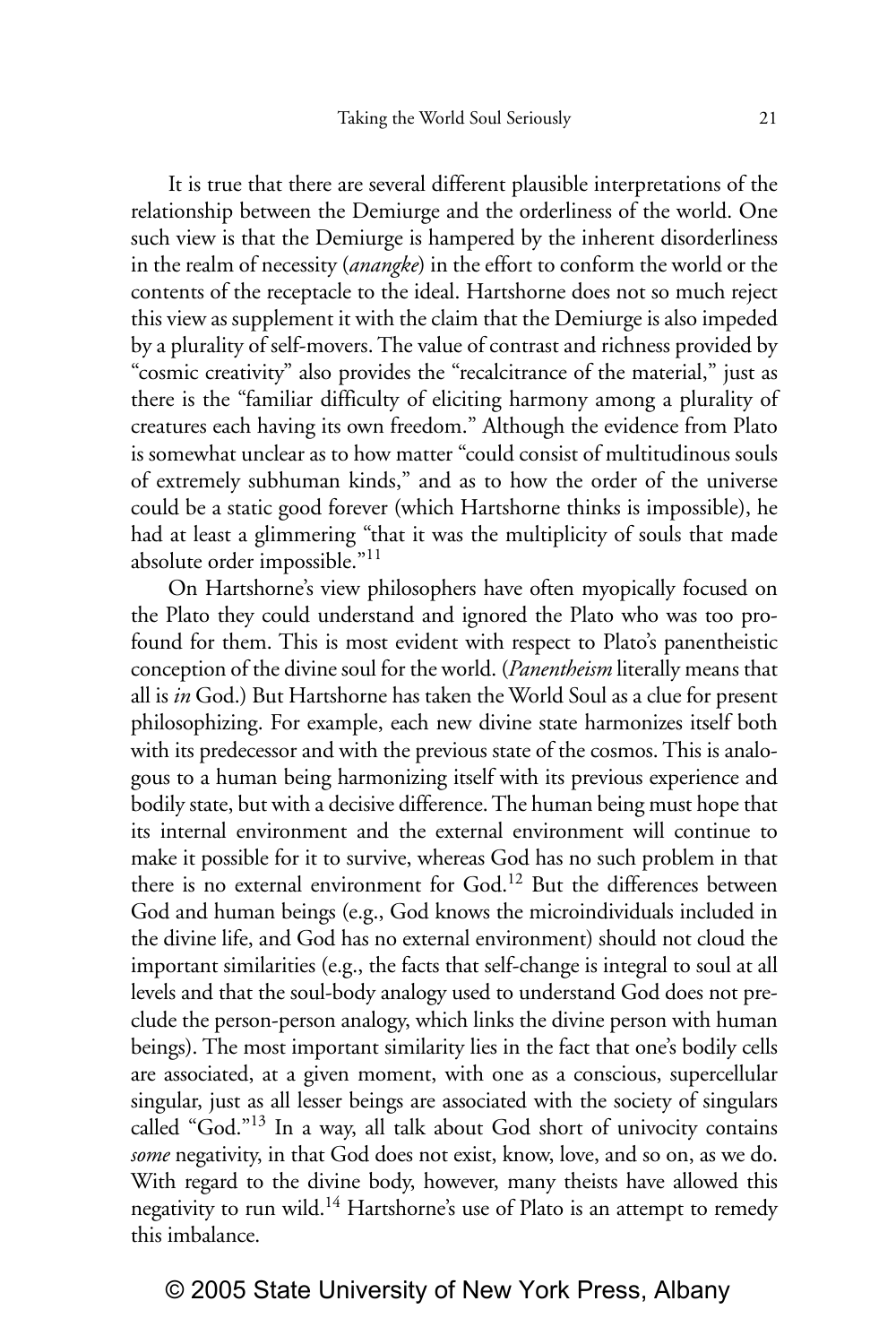It is true that there are several different plausible interpretations of the relationship between the Demiurge and the orderliness of the world. One such view is that the Demiurge is hampered by the inherent disorderliness in the realm of necessity (*anangke*) in the effort to conform the world or the contents of the receptacle to the ideal. Hartshorne does not so much reject this view as supplement it with the claim that the Demiurge is also impeded by a plurality of self-movers. The value of contrast and richness provided by "cosmic creativity" also provides the "recalcitrance of the material," just as there is the "familiar difficulty of eliciting harmony among a plurality of creatures each having its own freedom." Although the evidence from Plato is somewhat unclear as to how matter "could consist of multitudinous souls of extremely subhuman kinds," and as to how the order of the universe could be a static good forever (which Hartshorne thinks is impossible), he had at least a glimmering "that it was the multiplicity of souls that made absolute order impossible."[11]

On Hartshorne's view philosophers have often myopically focused on the Plato they could understand and ignored the Plato who was too profound for them. This is most evident with respect to Plato's panentheistic conception of the divine soul for the world. (*Panentheism* literally means that all is *in* God.) But Hartshorne has taken the World Soul as a clue for present philosophizing. For example, each new divine state harmonizes itself both with its predecessor and with the previous state of the cosmos. This is analogous to a human being harmonizing itself with its previous experience and bodily state, but with a decisive difference. The human being must hope that its internal environment and the external environment will continue to make it possible for it to survive, whereas God has no such problem in that there is no external environment for God.[12] But the differences between God and human beings (e.g., God knows the microindividuals included in the divine life, and God has no external environment) should not cloud the important similarities (e.g., the facts that self-change is integral to soul at all levels and that the soul-body analogy used to understand God does not preclude the person-person analogy, which links the divine person with human beings). The most important similarity lies in the fact that one's bodily cells are associated, at a given moment, with one as a conscious, supercellular singular, just as all lesser beings are associated with the society of singulars called "God."[13] In a way, all talk about God short of univocity contains *some* negativity, in that God does not exist, know, love, and so on, as we do. With regard to the divine body, however, many theists have allowed this negativity to run wild.[14] Hartshorne's use of Plato is an attempt to remedy this imbalance.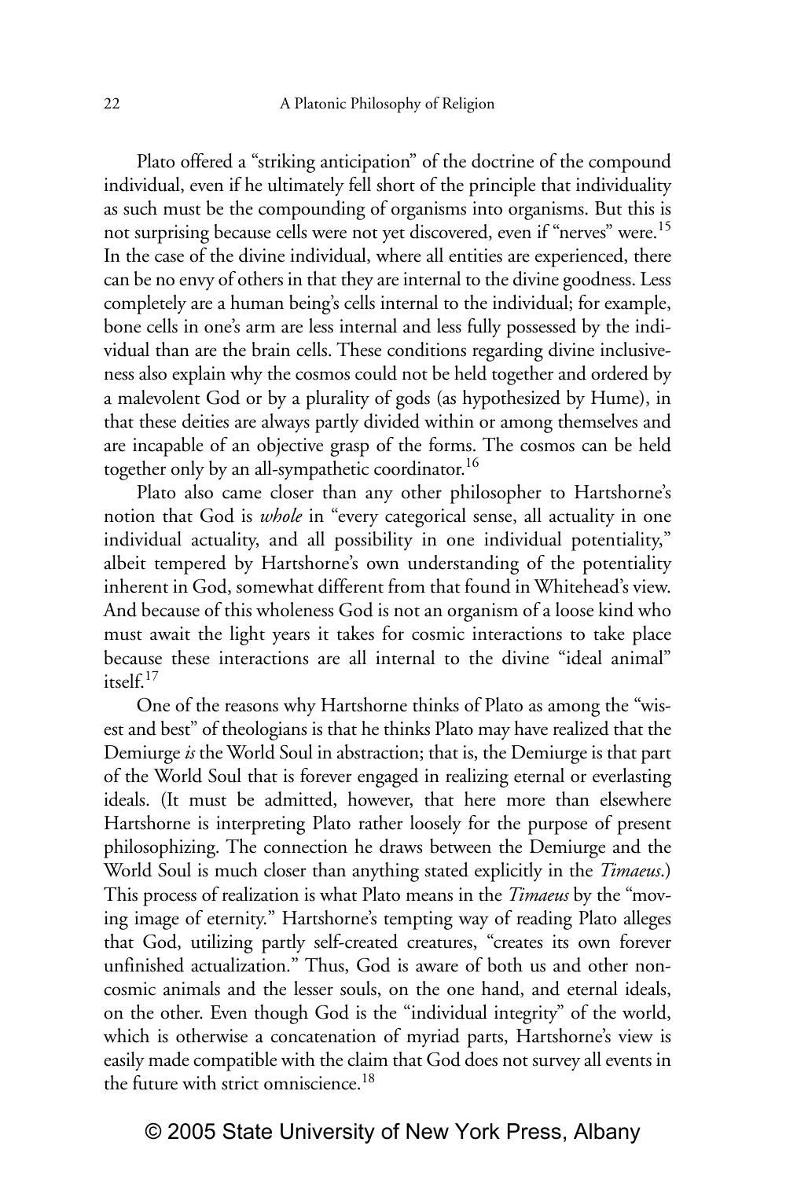Plato offered a "striking anticipation" of the doctrine of the compound individual, even if he ultimately fell short of the principle that individuality as such must be the compounding of organisms into organisms. But this is not surprising because cells were not yet discovered, even if "nerves" were.[15] In the case of the divine individual, where all entities are experienced, there can be no envy of others in that they are internal to the divine goodness. Less completely are a human being's cells internal to the individual; for example, bone cells in one's arm are less internal and less fully possessed by the individual than are the brain cells. These conditions regarding divine inclusiveness also explain why the cosmos could not be held together and ordered by a malevolent God or by a plurality of gods (as hypothesized by Hume), in that these deities are always partly divided within or among themselves and are incapable of an objective grasp of the forms. The cosmos can be held together only by an all-sympathetic coordinator.[16]

Plato also came closer than any other philosopher to Hartshorne's notion that God is *whole* in "every categorical sense, all actuality in one individual actuality, and all possibility in one individual potentiality," albeit tempered by Hartshorne's own understanding of the potentiality inherent in God, somewhat different from that found in Whitehead's view. And because of this wholeness God is not an organism of a loose kind who must await the light years it takes for cosmic interactions to take place because these interactions are all internal to the divine "ideal animal" itself.[17]

One of the reasons why Hartshorne thinks of Plato as among the "wisest and best" of theologians is that he thinks Plato may have realized that the Demiurge *is* the World Soul in abstraction; that is, the Demiurge is that part of the World Soul that is forever engaged in realizing eternal or everlasting ideals. (It must be admitted, however, that here more than elsewhere Hartshorne is interpreting Plato rather loosely for the purpose of present philosophizing. The connection he draws between the Demiurge and the World Soul is much closer than anything stated explicitly in the *Timaeus*.) This process of realization is what Plato means in the *Timaeus* by the "moving image of eternity." Hartshorne's tempting way of reading Plato alleges that God, utilizing partly self-created creatures, "creates its own forever unfinished actualization." Thus, God is aware of both us and other noncosmic animals and the lesser souls, on the one hand, and eternal ideals, on the other. Even though God is the "individual integrity" of the world, which is otherwise a concatenation of myriad parts, Hartshorne's view is easily made compatible with the claim that God does not survey all events in the future with strict omniscience.[18]

© 2005 State University of New York Press, Albany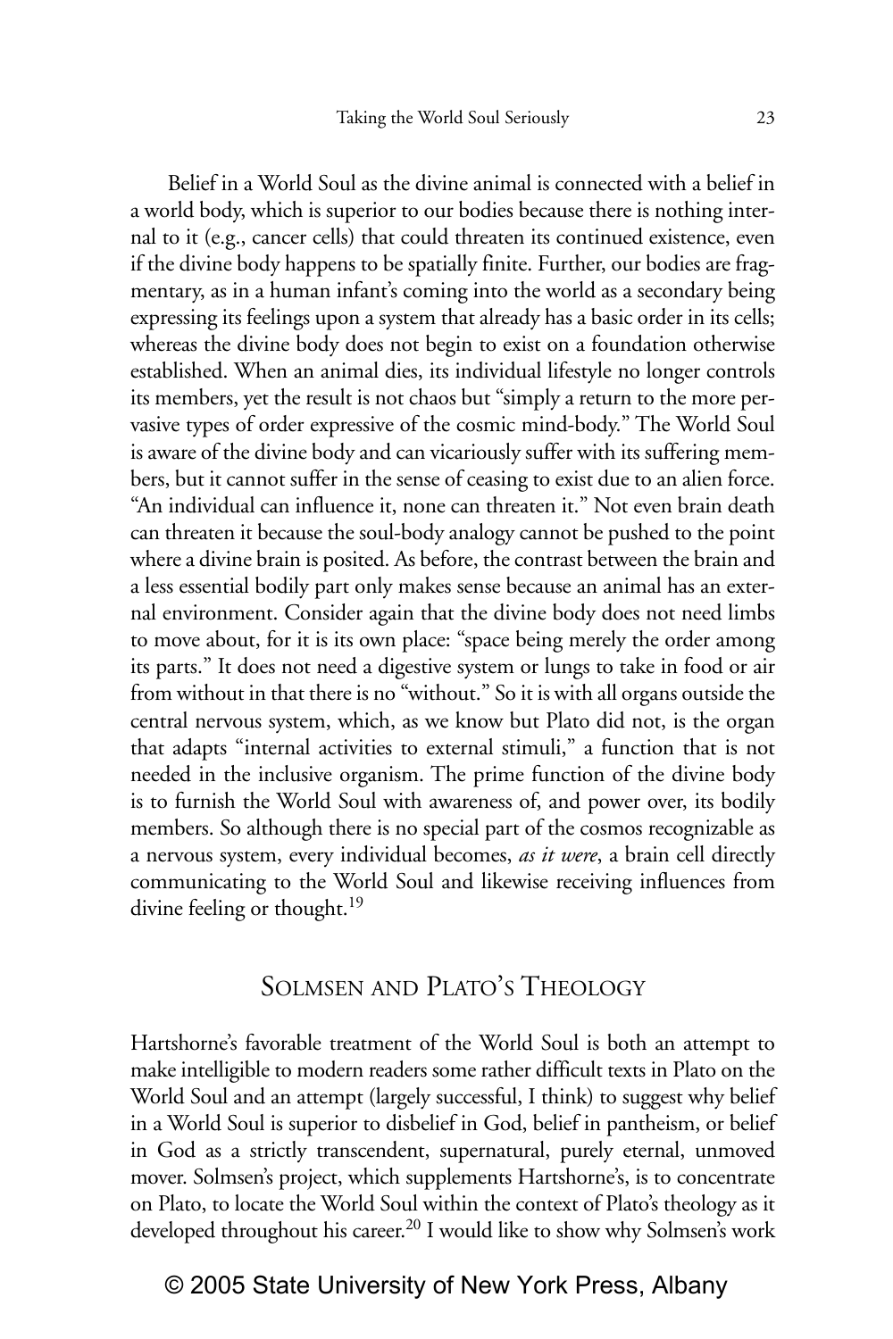Belief in a World Soul as the divine animal is connected with a belief in a world body, which is superior to our bodies because there is nothing internal to it (e.g., cancer cells) that could threaten its continued existence, even if the divine body happens to be spatially finite. Further, our bodies are fragmentary, as in a human infant's coming into the world as a secondary being expressing its feelings upon a system that already has a basic order in its cells; whereas the divine body does not begin to exist on a foundation otherwise established. When an animal dies, its individual lifestyle no longer controls its members, yet the result is not chaos but "simply a return to the more pervasive types of order expressive of the cosmic mind-body." The World Soul is aware of the divine body and can vicariously suffer with its suffering members, but it cannot suffer in the sense of ceasing to exist due to an alien force. "An individual can influence it, none can threaten it." Not even brain death can threaten it because the soul-body analogy cannot be pushed to the point where a divine brain is posited. As before, the contrast between the brain and a less essential bodily part only makes sense because an animal has an external environment. Consider again that the divine body does not need limbs to move about, for it is its own place: "space being merely the order among its parts." It does not need a digestive system or lungs to take in food or air from without in that there is no "without." So it is with all organs outside the central nervous system, which, as we know but Plato did not, is the organ that adapts "internal activities to external stimuli," a function that is not needed in the inclusive organism. The prime function of the divine body is to furnish the World Soul with awareness of, and power over, its bodily members. So although there is no special part of the cosmos recognizable as a nervous system, every individual becomes, *as it were*, a brain cell directly communicating to the World Soul and likewise receiving influences from divine feeling or thought.[19]

## Solmsen and Plato's Theology

Hartshorne's favorable treatment of the World Soul is both an attempt to make intelligible to modern readers some rather difficult texts in Plato on the World Soul and an attempt (largely successful, I think) to suggest why belief in a World Soul is superior to disbelief in God, belief in pantheism, or belief in God as a strictly transcendent, supernatural, purely eternal, unmoved mover. Solmsen's project, which supplements Hartshorne's, is to concentrate on Plato, to locate the World Soul within the context of Plato's theology as it developed throughout his career.[20] I would like to show why Solmsen's work

© 2005 State University of New York Press, Albany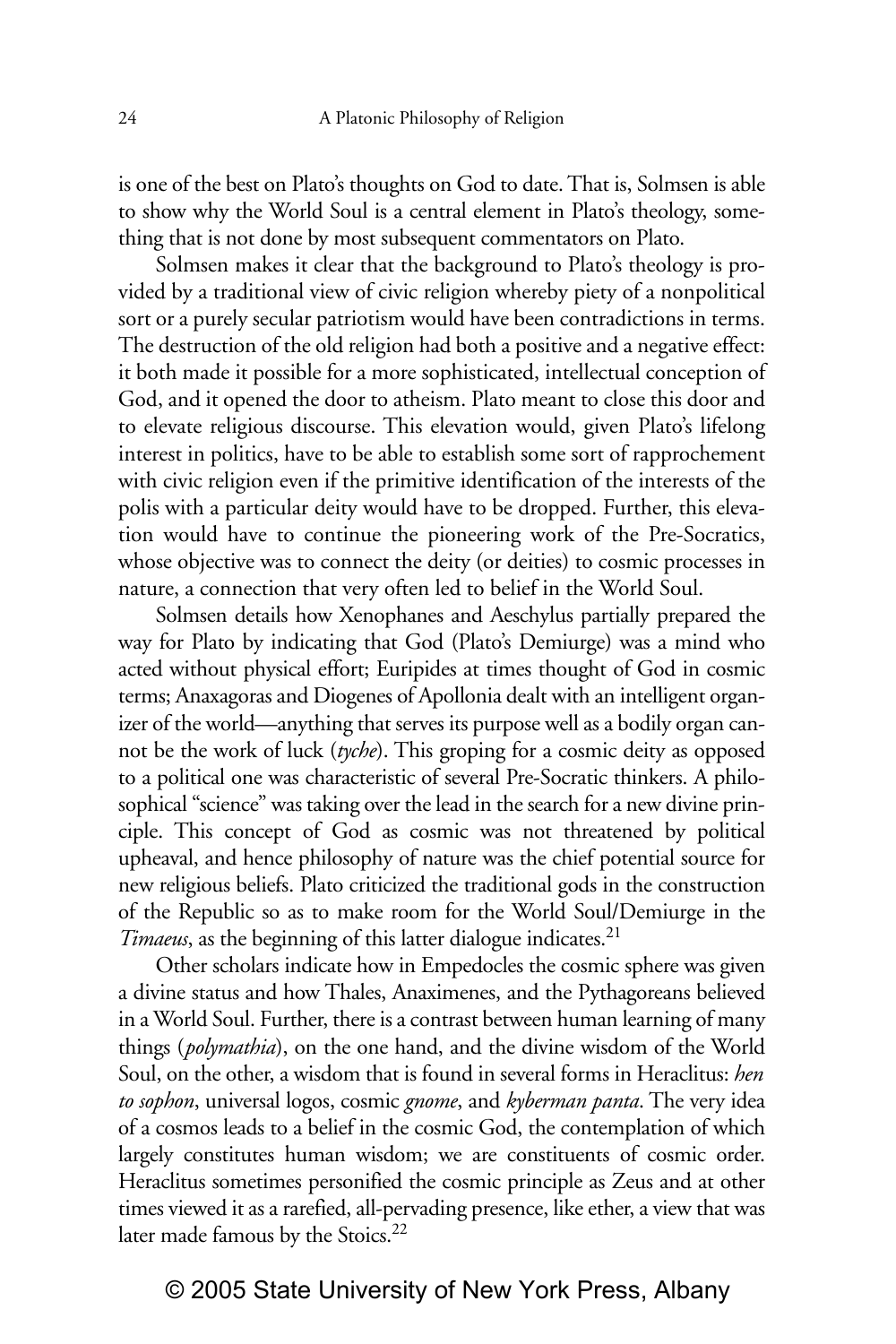is one of the best on Plato's thoughts on God to date. That is, Solmsen is able to show why the World Soul is a central element in Plato's theology, something that is not done by most subsequent commentators on Plato.

Solmsen makes it clear that the background to Plato's theology is provided by a traditional view of civic religion whereby piety of a nonpolitical sort or a purely secular patriotism would have been contradictions in terms. The destruction of the old religion had both a positive and a negative effect: it both made it possible for a more sophisticated, intellectual conception of God, and it opened the door to atheism. Plato meant to close this door and to elevate religious discourse. This elevation would, given Plato's lifelong interest in politics, have to be able to establish some sort of rapprochement with civic religion even if the primitive identification of the interests of the polis with a particular deity would have to be dropped. Further, this elevation would have to continue the pioneering work of the Pre-Socratics, whose objective was to connect the deity (or deities) to cosmic processes in nature, a connection that very often led to belief in the World Soul.

Solmsen details how Xenophanes and Aeschylus partially prepared the way for Plato by indicating that God (Plato's Demiurge) was a mind who acted without physical effort; Euripides at times thought of God in cosmic terms; Anaxagoras and Diogenes of Apollonia dealt with an intelligent organizer of the world—anything that serves its purpose well as a bodily organ cannot be the work of luck (*tyche*). This groping for a cosmic deity as opposed to a political one was characteristic of several Pre-Socratic thinkers. A philosophical "science" was taking over the lead in the search for a new divine principle. This concept of God as cosmic was not threatened by political upheaval, and hence philosophy of nature was the chief potential source for new religious beliefs. Plato criticized the traditional gods in the construction of the Republic so as to make room for the World Soul/Demiurge in the *Timaeus*, as the beginning of this latter dialogue indicates.[21]

Other scholars indicate how in Empedocles the cosmic sphere was given a divine status and how Thales, Anaximenes, and the Pythagoreans believed in a World Soul. Further, there is a contrast between human learning of many things (*polymathia*), on the one hand, and the divine wisdom of the World Soul, on the other, a wisdom that is found in several forms in Heraclitus: *hen to sophon*, universal logos, cosmic *gnome*, and *kyberman panta*. The very idea of a cosmos leads to a belief in the cosmic God, the contemplation of which largely constitutes human wisdom; we are constituents of cosmic order. Heraclitus sometimes personified the cosmic principle as Zeus and at other times viewed it as a rarefied, all-pervading presence, like ether, a view that was later made famous by the Stoics.[22]

© 2005 State University of New York Press, Albany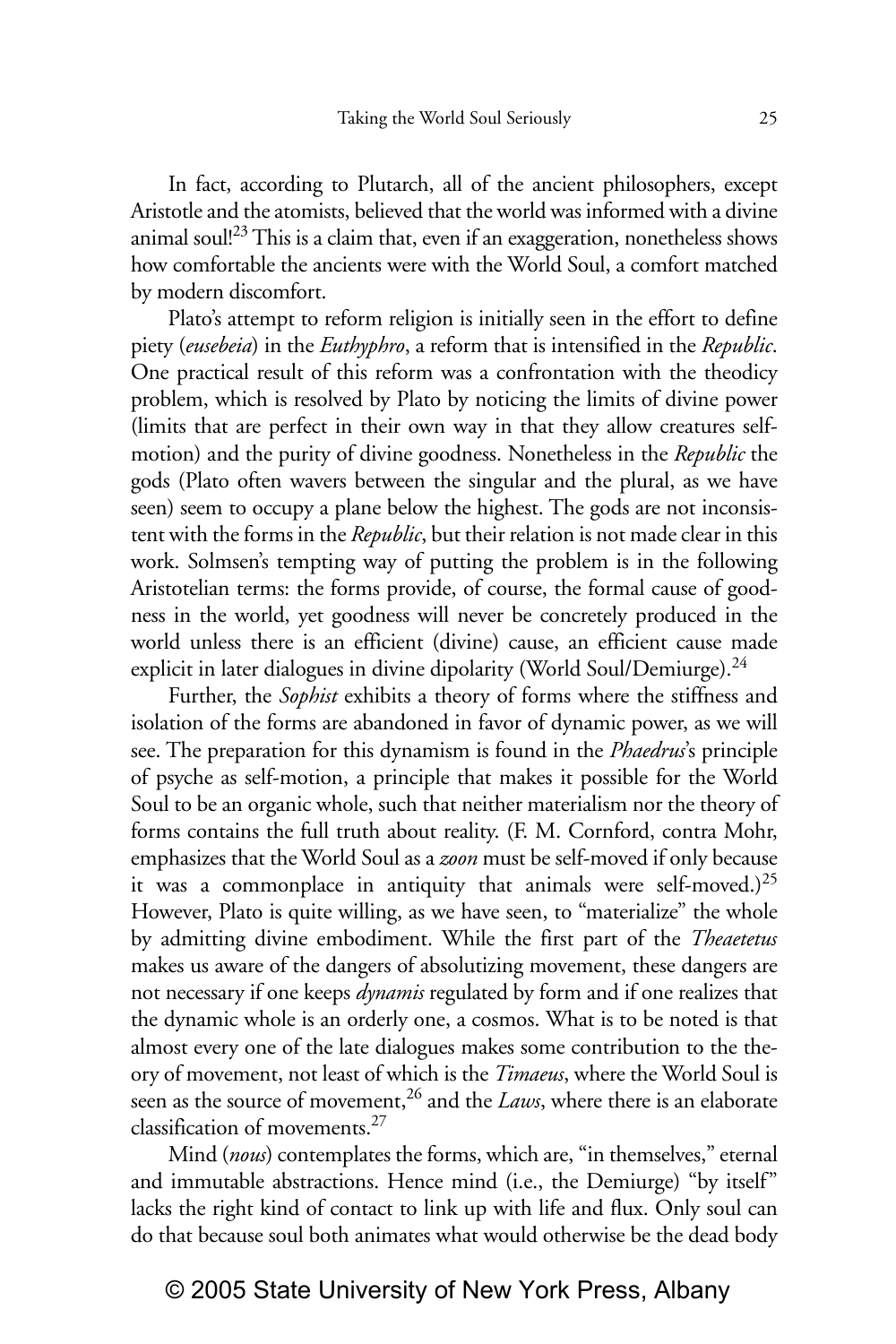In fact, according to Plutarch, all of the ancient philosophers, except Aristotle and the atomists, believed that the world was informed with a divine animal soul![23] This is a claim that, even if an exaggeration, nonetheless shows how comfortable the ancients were with the World Soul, a comfort matched by modern discomfort.

Plato's attempt to reform religion is initially seen in the effort to define piety (*eusebeia*) in the *Euthyphro*, a reform that is intensified in the *Republic*. One practical result of this reform was a confrontation with the theodicy problem, which is resolved by Plato by noticing the limits of divine power (limits that are perfect in their own way in that they allow creatures self-motion) and the purity of divine goodness. Nonetheless in the *Republic* the gods (Plato often wavers between the singular and the plural, as we have seen) seem to occupy a plane below the highest. The gods are not inconsistent with the forms in the *Republic*, but their relation is not made clear in this work. Solmsen's tempting way of putting the problem is in the following Aristotelian terms: the forms provide, of course, the formal cause of goodness in the world, yet goodness will never be concretely produced in the world unless there is an efficient (divine) cause, an efficient cause made explicit in later dialogues in divine dipolarity (World Soul/Demiurge).[24]

Further, the *Sophist* exhibits a theory of forms where the stiffness and isolation of the forms are abandoned in favor of dynamic power, as we will see. The preparation for this dynamism is found in the *Phaedrus*'s principle of psyche as self-motion, a principle that makes it possible for the World Soul to be an organic whole, such that neither materialism nor the theory of forms contains the full truth about reality. (F. M. Cornford, contra Mohr, emphasizes that the World Soul as a *zoon* must be self-moved if only because it was a commonplace in antiquity that animals were self-moved.)[25] However, Plato is quite willing, as we have seen, to "materialize" the whole by admitting divine embodiment. While the first part of the *Theaetetus* makes us aware of the dangers of absolutizing movement, these dangers are not necessary if one keeps *dynamis* regulated by form and if one realizes that the dynamic whole is an orderly one, a cosmos. What is to be noted is that almost every one of the late dialogues makes some contribution to the theory of movement, not least of which is the *Timaeus*, where the World Soul is seen as the source of movement,[26] and the *Laws*, where there is an elaborate classification of movements.[27]

Mind (*nous*) contemplates the forms, which are, "in themselves," eternal and immutable abstractions. Hence mind (i.e., the Demiurge) "by itself" lacks the right kind of contact to link up with life and flux. Only soul can do that because soul both animates what would otherwise be the dead body

© 2005 State University of New York Press, Albany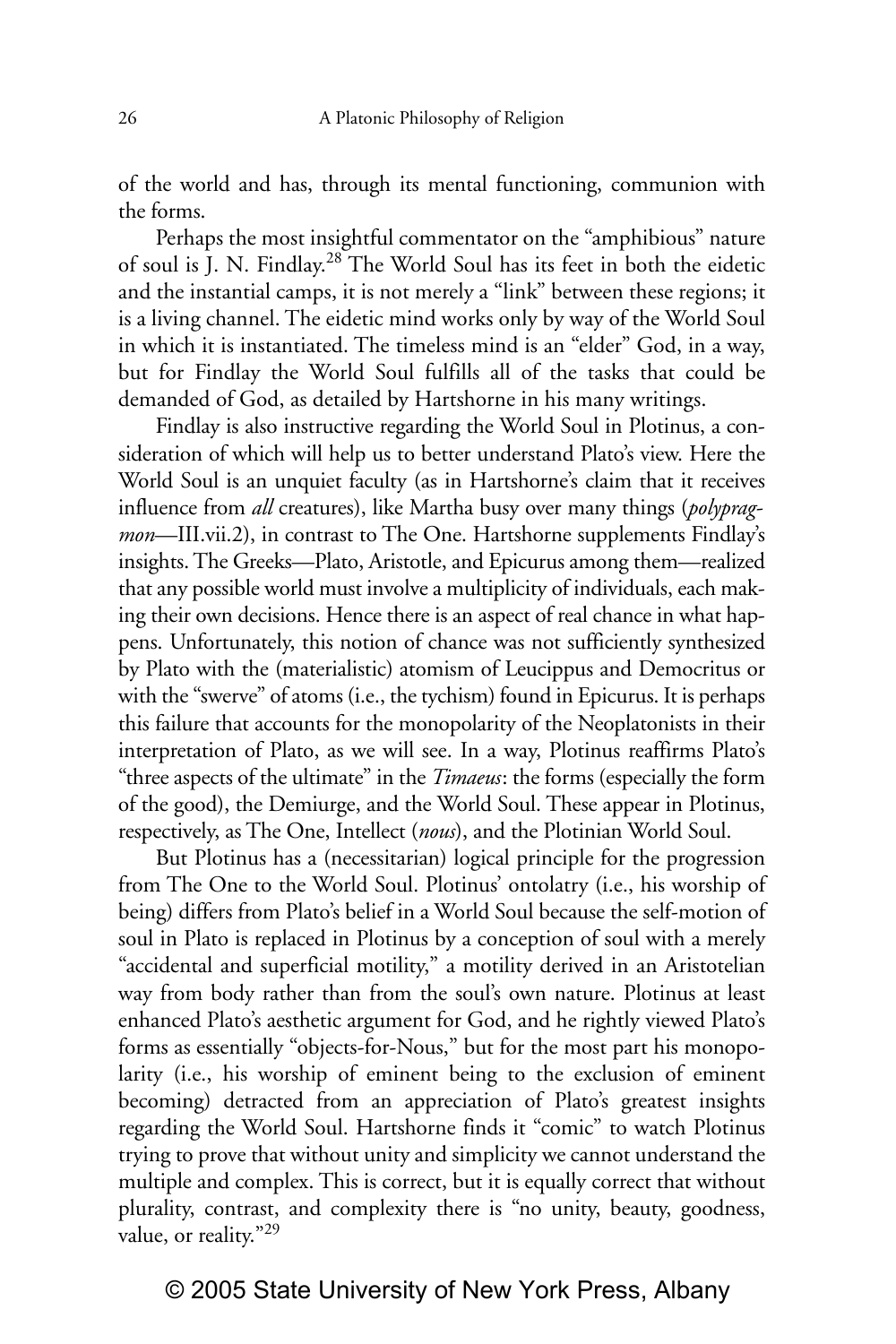of the world and has, through its mental functioning, communion with the forms.

Perhaps the most insightful commentator on the "amphibious" nature of soul is J. N. Findlay.[28] The World Soul has its feet in both the eidetic and the instantial camps, it is not merely a "link" between these regions; it is a living channel. The eidetic mind works only by way of the World Soul in which it is instantiated. The timeless mind is an "elder" God, in a way, but for Findlay the World Soul fulfills all of the tasks that could be demanded of God, as detailed by Hartshorne in his many writings.

Findlay is also instructive regarding the World Soul in Plotinus, a consideration of which will help us to better understand Plato's view. Here the World Soul is an unquiet faculty (as in Hartshorne's claim that it receives influence from *all* creatures), like Martha busy over many things (*polypragmon*—III.vii.2), in contrast to The One. Hartshorne supplements Findlay's insights. The Greeks—Plato, Aristotle, and Epicurus among them—realized that any possible world must involve a multiplicity of individuals, each making their own decisions. Hence there is an aspect of real chance in what happens. Unfortunately, this notion of chance was not sufficiently synthesized by Plato with the (materialistic) atomism of Leucippus and Democritus or with the "swerve" of atoms (i.e., the tychism) found in Epicurus. It is perhaps this failure that accounts for the monopolarity of the Neoplatonists in their interpretation of Plato, as we will see. In a way, Plotinus reaffirms Plato's "three aspects of the ultimate" in the *Timaeus*: the forms (especially the form of the good), the Demiurge, and the World Soul. These appear in Plotinus, respectively, as The One, Intellect (*nous*), and the Plotinian World Soul.

But Plotinus has a (necessitarian) logical principle for the progression from The One to the World Soul. Plotinus' ontolatry (i.e., his worship of being) differs from Plato's belief in a World Soul because the self-motion of soul in Plato is replaced in Plotinus by a conception of soul with a merely "accidental and superficial motility," a motility derived in an Aristotelian way from body rather than from the soul's own nature. Plotinus at least enhanced Plato's aesthetic argument for God, and he rightly viewed Plato's forms as essentially "objects-for-Nous," but for the most part his monopolarity (i.e., his worship of eminent being to the exclusion of eminent becoming) detracted from an appreciation of Plato's greatest insights regarding the World Soul. Hartshorne finds it "comic" to watch Plotinus trying to prove that without unity and simplicity we cannot understand the multiple and complex. This is correct, but it is equally correct that without plurality, contrast, and complexity there is "no unity, beauty, goodness, value, or reality."[29]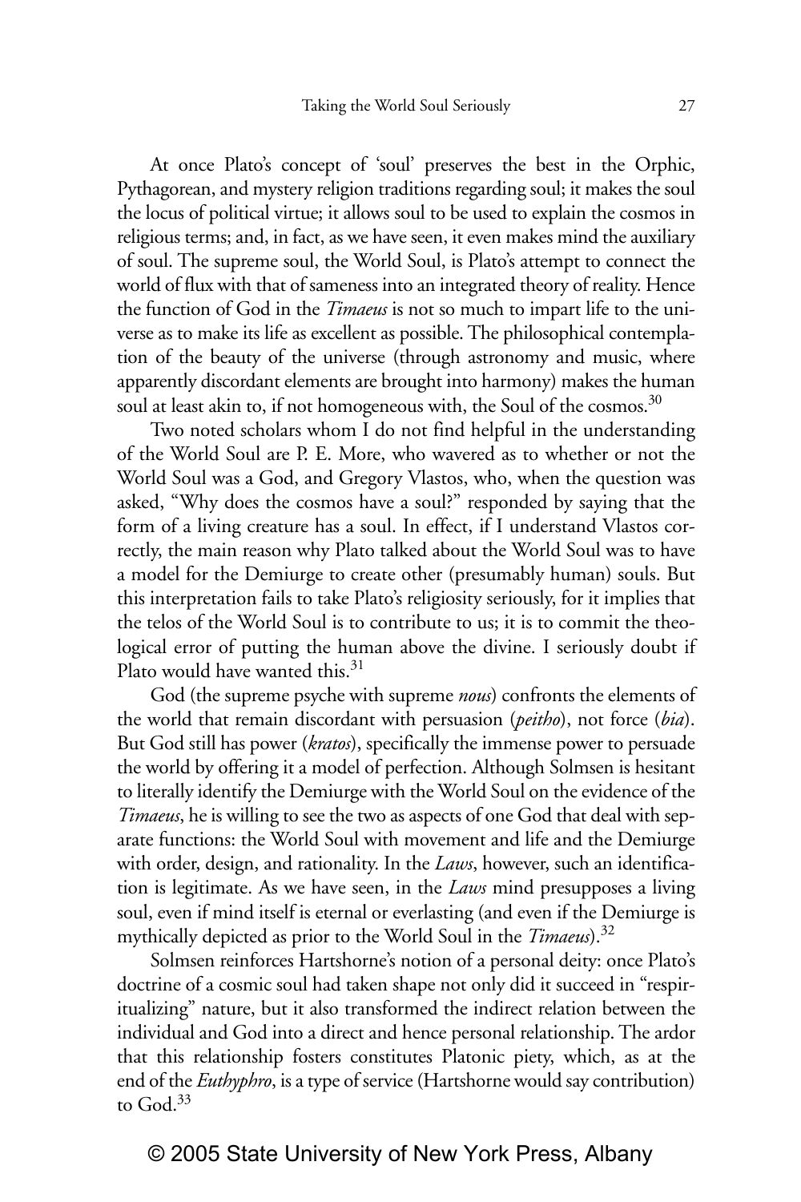At once Plato's concept of 'soul' preserves the best in the Orphic, Pythagorean, and mystery religion traditions regarding soul; it makes the soul the locus of political virtue; it allows soul to be used to explain the cosmos in religious terms; and, in fact, as we have seen, it even makes mind the auxiliary of soul. The supreme soul, the World Soul, is Plato's attempt to connect the world of flux with that of sameness into an integrated theory of reality. Hence the function of God in the *Timaeus* is not so much to impart life to the universe as to make its life as excellent as possible. The philosophical contemplation of the beauty of the universe (through astronomy and music, where apparently discordant elements are brought into harmony) makes the human soul at least akin to, if not homogeneous with, the Soul of the cosmos.[30]

Two noted scholars whom I do not find helpful in the understanding of the World Soul are P. E. More, who wavered as to whether or not the World Soul was a God, and Gregory Vlastos, who, when the question was asked, "Why does the cosmos have a soul?" responded by saying that the form of a living creature has a soul. In effect, if I understand Vlastos correctly, the main reason why Plato talked about the World Soul was to have a model for the Demiurge to create other (presumably human) souls. But this interpretation fails to take Plato's religiosity seriously, for it implies that the telos of the World Soul is to contribute to us; it is to commit the theological error of putting the human above the divine. I seriously doubt if Plato would have wanted this.[31]

God (the supreme psyche with supreme *nous*) confronts the elements of the world that remain discordant with persuasion (*peitho*), not force (*bia*). But God still has power (*kratos*), specifically the immense power to persuade the world by offering it a model of perfection. Although Solmsen is hesitant to literally identify the Demiurge with the World Soul on the evidence of the *Timaeus*, he is willing to see the two as aspects of one God that deal with separate functions: the World Soul with movement and life and the Demiurge with order, design, and rationality. In the *Laws*, however, such an identification is legitimate. As we have seen, in the *Laws* mind presupposes a living soul, even if mind itself is eternal or everlasting (and even if the Demiurge is mythically depicted as prior to the World Soul in the *Timaeus*).[32]

Solmsen reinforces Hartshorne's notion of a personal deity: once Plato's doctrine of a cosmic soul had taken shape not only did it succeed in "respiritualizing" nature, but it also transformed the indirect relation between the individual and God into a direct and hence personal relationship. The ardor that this relationship fosters constitutes Platonic piety, which, as at the end of the *Euthyphro*, is a type of service (Hartshorne would say contribution) to God.[33]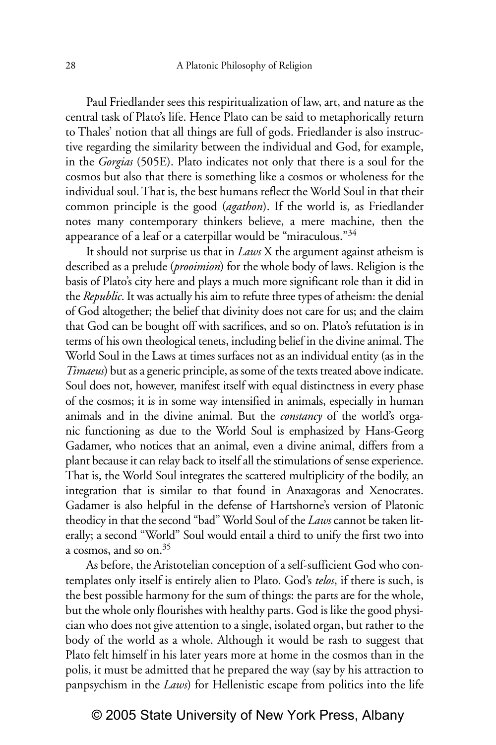Paul Friedlander sees this respiritualization of law, art, and nature as the central task of Plato's life. Hence Plato can be said to metaphorically return to Thales' notion that all things are full of gods. Friedlander is also instructive regarding the similarity between the individual and God, for example, in the *Gorgias* (505E). Plato indicates not only that there is a soul for the cosmos but also that there is something like a cosmos or wholeness for the individual soul. That is, the best humans reflect the World Soul in that their common principle is the good (*agathon*). If the world is, as Friedlander notes many contemporary thinkers believe, a mere machine, then the appearance of a leaf or a caterpillar would be "miraculous."[34]

It should not surprise us that in *Laws* X the argument against atheism is described as a prelude (*prooimion*) for the whole body of laws. Religion is the basis of Plato's city here and plays a much more significant role than it did in the *Republic*. It was actually his aim to refute three types of atheism: the denial of God altogether; the belief that divinity does not care for us; and the claim that God can be bought off with sacrifices, and so on. Plato's refutation is in terms of his own theological tenets, including belief in the divine animal. The World Soul in the Laws at times surfaces not as an individual entity (as in the *Timaeus*) but as a generic principle, as some of the texts treated above indicate. Soul does not, however, manifest itself with equal distinctness in every phase of the cosmos; it is in some way intensified in animals, especially in human animals and in the divine animal. But the *constancy* of the world's organic functioning as due to the World Soul is emphasized by Hans-Georg Gadamer, who notices that an animal, even a divine animal, differs from a plant because it can relay back to itself all the stimulations of sense experience. That is, the World Soul integrates the scattered multiplicity of the bodily, an integration that is similar to that found in Anaxagoras and Xenocrates. Gadamer is also helpful in the defense of Hartshorne's version of Platonic theodicy in that the second "bad" World Soul of the *Laws* cannot be taken literally; a second "World" Soul would entail a third to unify the first two into a cosmos, and so on.[35]

As before, the Aristotelian conception of a self-sufficient God who contemplates only itself is entirely alien to Plato. God's *telos*, if there is such, is the best possible harmony for the sum of things: the parts are for the whole, but the whole only flourishes with healthy parts. God is like the good physician who does not give attention to a single, isolated organ, but rather to the body of the world as a whole. Although it would be rash to suggest that Plato felt himself in his later years more at home in the cosmos than in the polis, it must be admitted that he prepared the way (say by his attraction to panpsychism in the *Laws*) for Hellenistic escape from politics into the life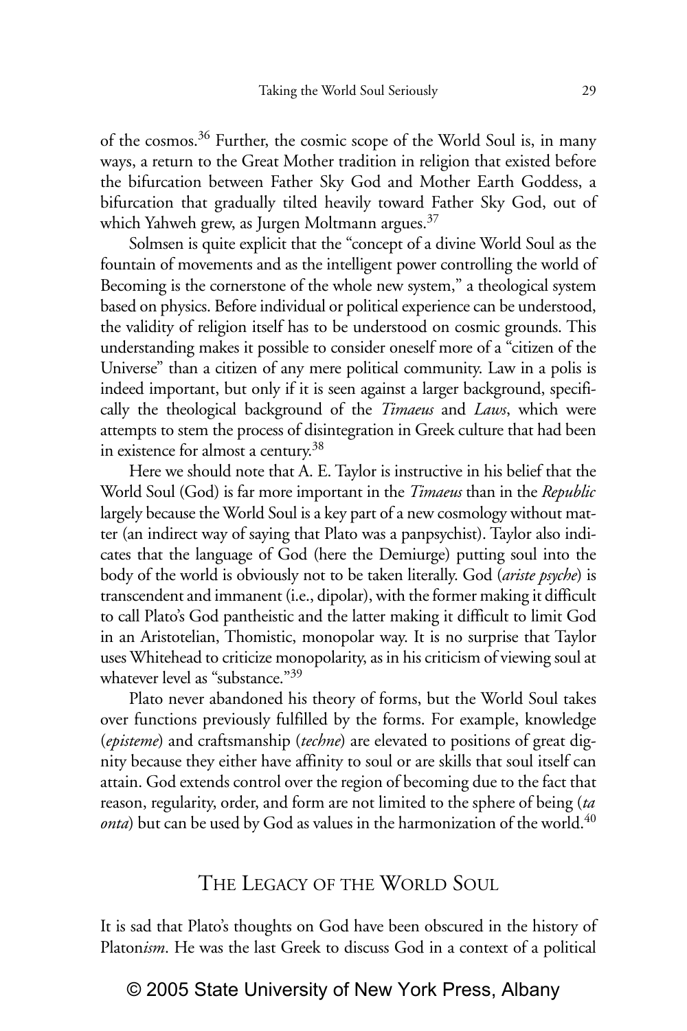of the cosmos.[36] Further, the cosmic scope of the World Soul is, in many ways, a return to the Great Mother tradition in religion that existed before the bifurcation between Father Sky God and Mother Earth Goddess, a bifurcation that gradually tilted heavily toward Father Sky God, out of which Yahweh grew, as Jurgen Moltmann argues.[37]

Solmsen is quite explicit that the "concept of a divine World Soul as the fountain of movements and as the intelligent power controlling the world of Becoming is the cornerstone of the whole new system," a theological system based on physics. Before individual or political experience can be understood, the validity of religion itself has to be understood on cosmic grounds. This understanding makes it possible to consider oneself more of a "citizen of the Universe" than a citizen of any mere political community. Law in a polis is indeed important, but only if it is seen against a larger background, specifically the theological background of the *Timaeus* and *Laws*, which were attempts to stem the process of disintegration in Greek culture that had been in existence for almost a century.[38]

Here we should note that A. E. Taylor is instructive in his belief that the World Soul (God) is far more important in the *Timaeus* than in the *Republic* largely because the World Soul is a key part of a new cosmology without matter (an indirect way of saying that Plato was a panpsychist). Taylor also indicates that the language of God (here the Demiurge) putting soul into the body of the world is obviously not to be taken literally. God (*ariste psyche*) is transcendent and immanent (i.e., dipolar), with the former making it difficult to call Plato's God pantheistic and the latter making it difficult to limit God in an Aristotelian, Thomistic, monopolar way. It is no surprise that Taylor uses Whitehead to criticize monopolarity, as in his criticism of viewing soul at whatever level as "substance."[39]

Plato never abandoned his theory of forms, but the World Soul takes over functions previously fulfilled by the forms. For example, knowledge (*episteme*) and craftsmanship (*techne*) are elevated to positions of great dignity because they either have affinity to soul or are skills that soul itself can attain. God extends control over the region of becoming due to the fact that reason, regularity, order, and form are not limited to the sphere of being (*ta onta*) but can be used by God as values in the harmonization of the world.[40]

## The Legacy of the World Soul

It is sad that Plato's thoughts on God have been obscured in the history of Platon*ism*. He was the last Greek to discuss God in a context of a political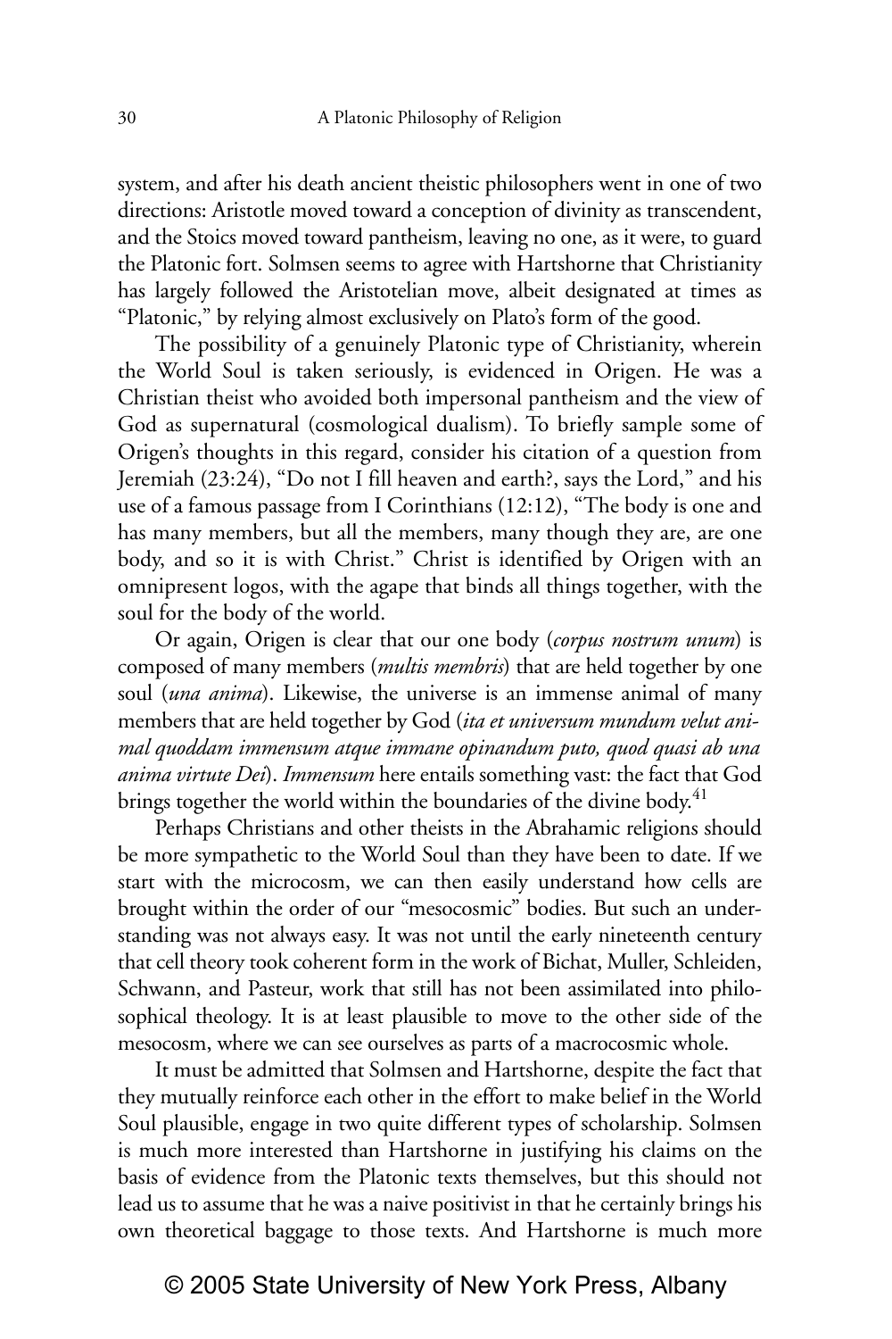system, and after his death ancient theistic philosophers went in one of two directions: Aristotle moved toward a conception of divinity as transcendent, and the Stoics moved toward pantheism, leaving no one, as it were, to guard the Platonic fort. Solmsen seems to agree with Hartshorne that Christianity has largely followed the Aristotelian move, albeit designated at times as "Platonic," by relying almost exclusively on Plato's form of the good.

The possibility of a genuinely Platonic type of Christianity, wherein the World Soul is taken seriously, is evidenced in Origen. He was a Christian theist who avoided both impersonal pantheism and the view of God as supernatural (cosmological dualism). To briefly sample some of Origen's thoughts in this regard, consider his citation of a question from Jeremiah (23:24), "Do not I fill heaven and earth?, says the Lord," and his use of a famous passage from I Corinthians (12:12), "The body is one and has many members, but all the members, many though they are, are one body, and so it is with Christ." Christ is identified by Origen with an omnipresent logos, with the agape that binds all things together, with the soul for the body of the world.

Or again, Origen is clear that our one body (*corpus nostrum unum*) is composed of many members (*multis membris*) that are held together by one soul (*una anima*). Likewise, the universe is an immense animal of many members that are held together by God (*ita et universum mundum velut animal quoddam immensum atque immane opinandum puto, quod quasi ab una anima virtute Dei*). *Immensum* here entails something vast: the fact that God brings together the world within the boundaries of the divine body.[41]

Perhaps Christians and other theists in the Abrahamic religions should be more sympathetic to the World Soul than they have been to date. If we start with the microcosm, we can then easily understand how cells are brought within the order of our "mesocosmic" bodies. But such an understanding was not always easy. It was not until the early nineteenth century that cell theory took coherent form in the work of Bichat, Muller, Schleiden, Schwann, and Pasteur, work that still has not been assimilated into philosophical theology. It is at least plausible to move to the other side of the mesocosm, where we can see ourselves as parts of a macrocosmic whole.

It must be admitted that Solmsen and Hartshorne, despite the fact that they mutually reinforce each other in the effort to make belief in the World Soul plausible, engage in two quite different types of scholarship. Solmsen is much more interested than Hartshorne in justifying his claims on the basis of evidence from the Platonic texts themselves, but this should not lead us to assume that he was a naive positivist in that he certainly brings his own theoretical baggage to those texts. And Hartshorne is much more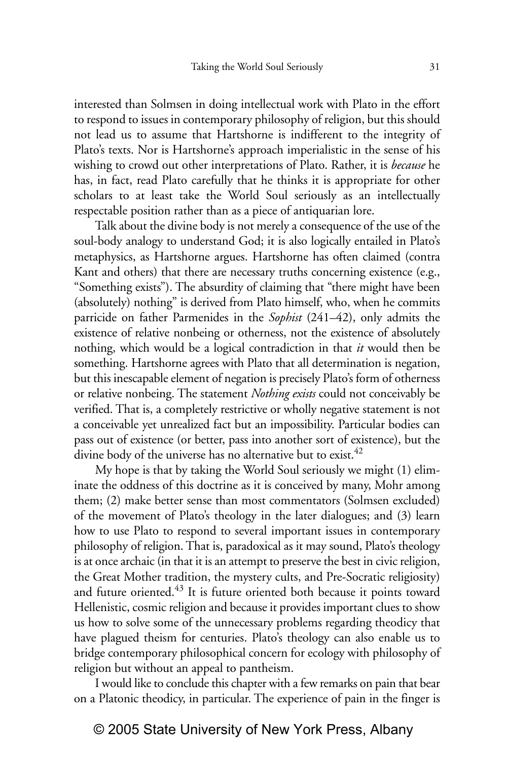interested than Solmsen in doing intellectual work with Plato in the effort to respond to issues in contemporary philosophy of religion, but this should not lead us to assume that Hartshorne is indifferent to the integrity of Plato's texts. Nor is Hartshorne's approach imperialistic in the sense of his wishing to crowd out other interpretations of Plato. Rather, it is *because* he has, in fact, read Plato carefully that he thinks it is appropriate for other scholars to at least take the World Soul seriously as an intellectually respectable position rather than as a piece of antiquarian lore.

Talk about the divine body is not merely a consequence of the use of the soul-body analogy to understand God; it is also logically entailed in Plato's metaphysics, as Hartshorne argues. Hartshorne has often claimed (contra Kant and others) that there are necessary truths concerning existence (e.g., "Something exists"). The absurdity of claiming that "there might have been (absolutely) nothing" is derived from Plato himself, who, when he commits parricide on father Parmenides in the *Sophist* (241–42), only admits the existence of relative nonbeing or otherness, not the existence of absolutely nothing, which would be a logical contradiction in that *it* would then be something. Hartshorne agrees with Plato that all determination is negation, but this inescapable element of negation is precisely Plato's form of otherness or relative nonbeing. The statement *Nothing exists* could not conceivably be verified. That is, a completely restrictive or wholly negative statement is not a conceivable yet unrealized fact but an impossibility. Particular bodies can pass out of existence (or better, pass into another sort of existence), but the divine body of the universe has no alternative but to exist.[42]

My hope is that by taking the World Soul seriously we might (1) eliminate the oddness of this doctrine as it is conceived by many, Mohr among them; (2) make better sense than most commentators (Solmsen excluded) of the movement of Plato's theology in the later dialogues; and (3) learn how to use Plato to respond to several important issues in contemporary philosophy of religion. That is, paradoxical as it may sound, Plato's theology is at once archaic (in that it is an attempt to preserve the best in civic religion, the Great Mother tradition, the mystery cults, and Pre-Socratic religiosity) and future oriented.[43] It is future oriented both because it points toward Hellenistic, cosmic religion and because it provides important clues to show us how to solve some of the unnecessary problems regarding theodicy that have plagued theism for centuries. Plato's theology can also enable us to bridge contemporary philosophical concern for ecology with philosophy of religion but without an appeal to pantheism.

I would like to conclude this chapter with a few remarks on pain that bear on a Platonic theodicy, in particular. The experience of pain in the finger is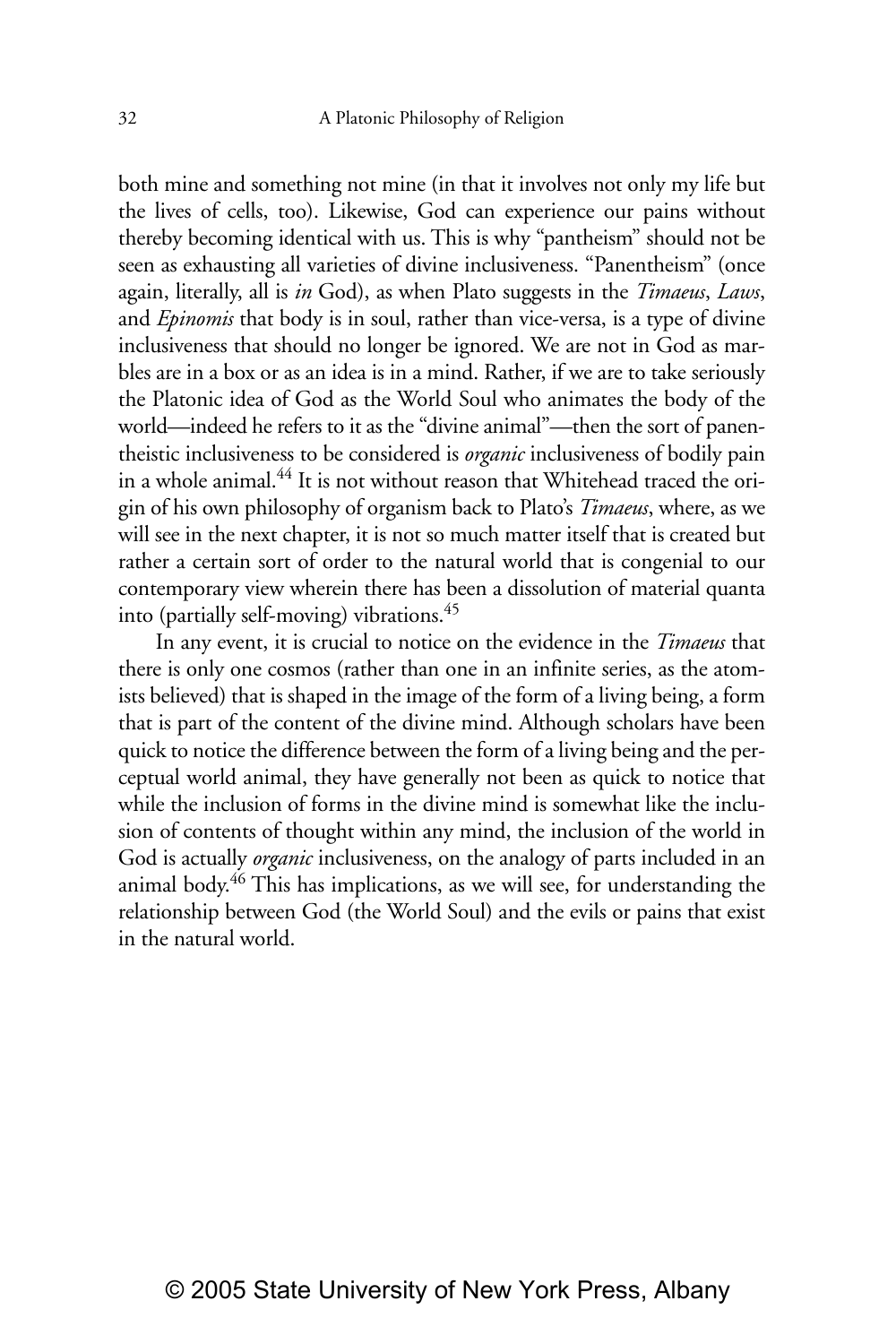both mine and something not mine (in that it involves not only my life but the lives of cells, too). Likewise, God can experience our pains without thereby becoming identical with us. This is why "pantheism" should not be seen as exhausting all varieties of divine inclusiveness. "Panentheism" (once again, literally, all is *in* God), as when Plato suggests in the *Timaeus*, *Laws*, and *Epinomis* that body is in soul, rather than vice-versa, is a type of divine inclusiveness that should no longer be ignored. We are not in God as marbles are in a box or as an idea is in a mind. Rather, if we are to take seriously the Platonic idea of God as the World Soul who animates the body of the world—indeed he refers to it as the "divine animal"—then the sort of panentheistic inclusiveness to be considered is *organic* inclusiveness of bodily pain in a whole animal.[44] It is not without reason that Whitehead traced the origin of his own philosophy of organism back to Plato's *Timaeus*, where, as we will see in the next chapter, it is not so much matter itself that is created but rather a certain sort of order to the natural world that is congenial to our contemporary view wherein there has been a dissolution of material quanta into (partially self-moving) vibrations.[45]

In any event, it is crucial to notice on the evidence in the *Timaeus* that there is only one cosmos (rather than one in an infinite series, as the atomists believed) that is shaped in the image of the form of a living being, a form that is part of the content of the divine mind. Although scholars have been quick to notice the difference between the form of a living being and the perceptual world animal, they have generally not been as quick to notice that while the inclusion of forms in the divine mind is somewhat like the inclusion of contents of thought within any mind, the inclusion of the world in God is actually *organic* inclusiveness, on the analogy of parts included in an animal body.[46] This has implications, as we will see, for understanding the relationship between God (the World Soul) and the evils or pains that exist in the natural world.

© 2005 State University of New York Press, Albany